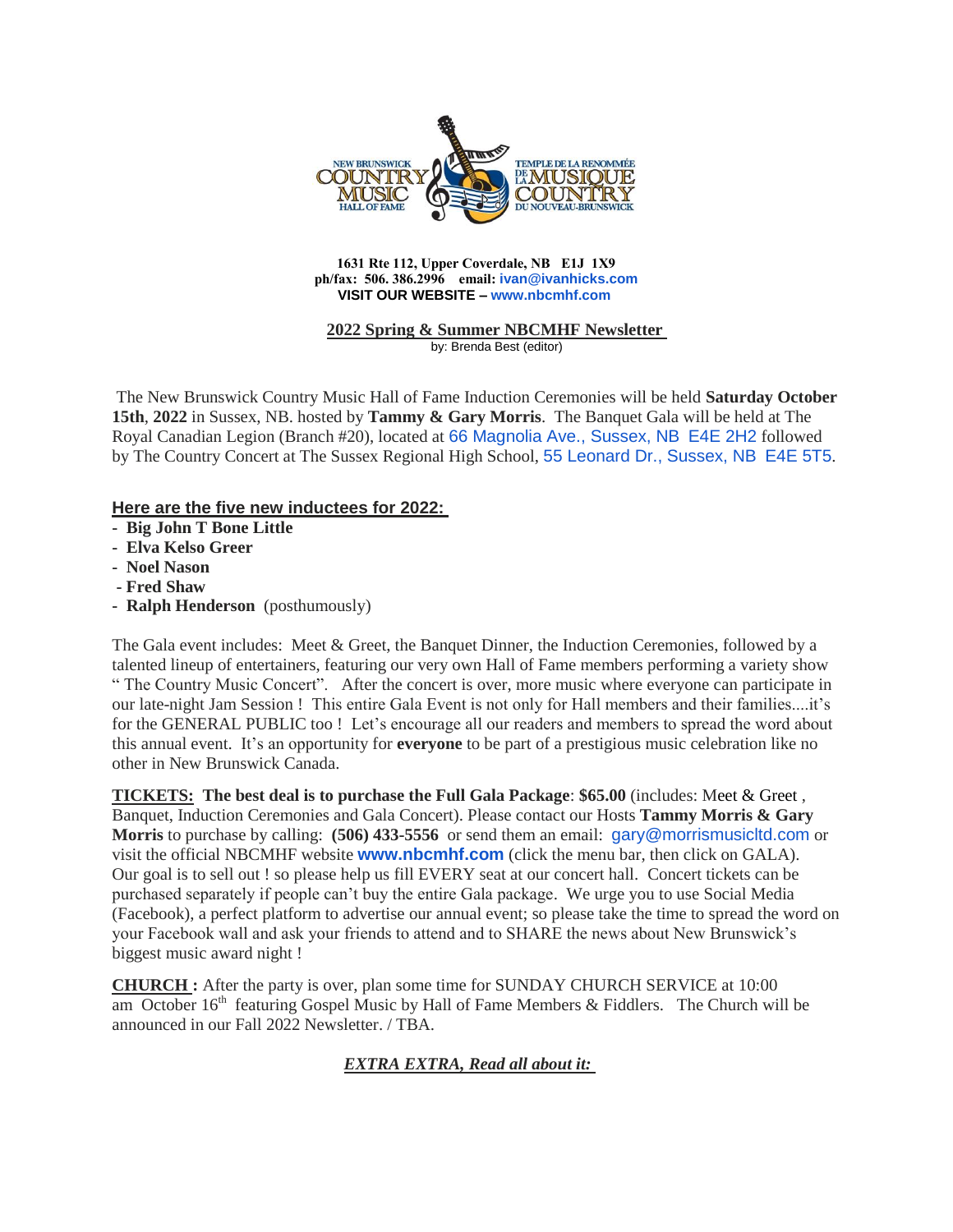1631 Rte 112, Upper Coverdale, NB E1J 1X9
ph/fax: 506. 386.2996 email: ivan@ivanhicks.com
**VISIT OUR WEBSITE – www.nbcmhf.com**

## 2022 Spring & Summer NBCMHF Newsletter

by: Brenda Best (editor)

The New Brunswick Country Music Hall of Fame Induction Ceremonies will be held **Saturday October 15th, 2022** in Sussex, NB. hosted by **Tammy & Gary Morris**. The Banquet Gala will be held at The Royal Canadian Legion (Branch #20), located at 66 Magnolia Ave., Sussex, NB E4E 2H2 followed by The Country Concert at The Sussex Regional High School, 55 Leonard Dr., Sussex, NB E4E 5T5.

### Here are the five new inductees for 2022:

- **Big John T Bone Little**
- **Elva Kelso Greer**
- **Noel Nason**
- **Fred Shaw**
- **Ralph Henderson** (posthumously)

The Gala event includes: Meet & Greet, the Banquet Dinner, the Induction Ceremonies, followed by a talented lineup of entertainers, featuring our very own Hall of Fame members performing a variety show " The Country Music Concert". After the concert is over, more music where everyone can participate in our late-night Jam Session ! This entire Gala Event is not only for Hall members and their families....it's for the GENERAL PUBLIC too ! Let's encourage all our readers and members to spread the word about this annual event. It's an opportunity for **everyone** to be part of a prestigious music celebration like no other in New Brunswick Canada.

**TICKETS: The best deal is to purchase the Full Gala Package**: **$65.00** (includes: Meet & Greet , Banquet, Induction Ceremonies and Gala Concert). Please contact our Hosts **Tammy Morris & Gary Morris** to purchase by calling: **(506) 433-5556** or send them an email: gary@morrismusicltd.com or visit the official NBCMHF website **www.nbcmhf.com** (click the menu bar, then click on GALA). Our goal is to sell out ! so please help us fill EVERY seat at our concert hall. Concert tickets can be purchased separately if people can't buy the entire Gala package. We urge you to use Social Media (Facebook), a perfect platform to advertise our annual event; so please take the time to spread the word on your Facebook wall and ask your friends to attend and to SHARE the news about New Brunswick's biggest music award night !

**CHURCH :** After the party is over, plan some time for SUNDAY CHURCH SERVICE at 10:00 am October 16th featuring Gospel Music by Hall of Fame Members & Fiddlers. The Church will be announced in our Fall 2022 Newsletter. / TBA.

***EXTRA EXTRA, Read all about it:***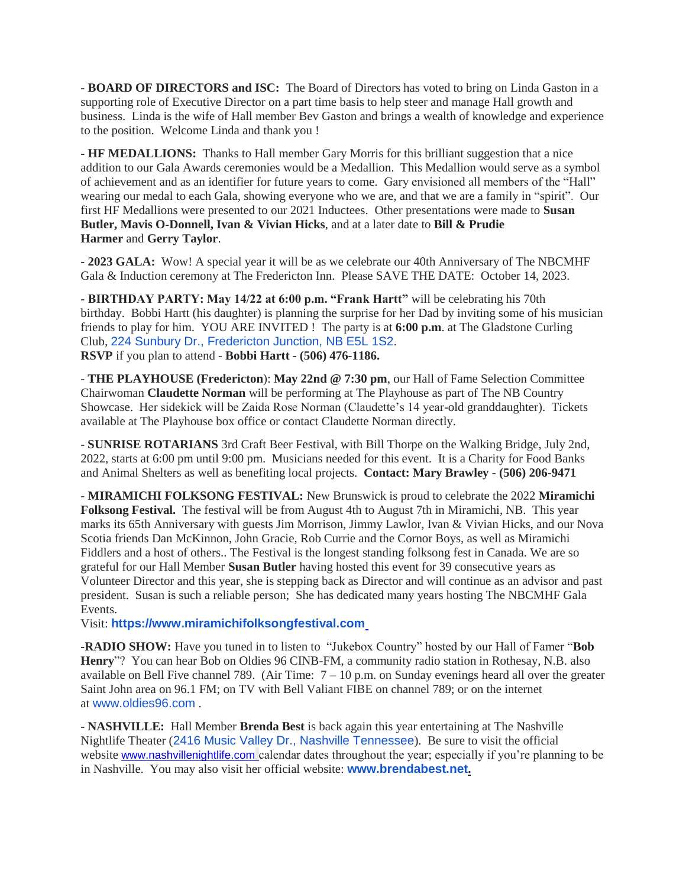**- BOARD OF DIRECTORS and ISC:** The Board of Directors has voted to bring on Linda Gaston in a supporting role of Executive Director on a part time basis to help steer and manage Hall growth and business. Linda is the wife of Hall member Bev Gaston and brings a wealth of knowledge and experience to the position. Welcome Linda and thank you !

**- HF MEDALLIONS:** Thanks to Hall member Gary Morris for this brilliant suggestion that a nice addition to our Gala Awards ceremonies would be a Medallion. This Medallion would serve as a symbol of achievement and as an identifier for future years to come. Gary envisioned all members of the "Hall" wearing our medal to each Gala, showing everyone who we are, and that we are a family in "spirit". Our first HF Medallions were presented to our 2021 Inductees. Other presentations were made to **Susan Butler, Mavis O-Donnell, Ivan & Vivian Hicks**, and at a later date to **Bill & Prudie Harmer** and **Gerry Taylor**.

**- 2023 GALA:** Wow! A special year it will be as we celebrate our 40th Anniversary of The NBCMHF Gala & Induction ceremony at The Fredericton Inn. Please SAVE THE DATE: October 14, 2023.

**- BIRTHDAY PARTY: May 14/22 at 6:00 p.m. "Frank Hartt"** will be celebrating his 70th birthday. Bobbi Hartt (his daughter) is planning the surprise for her Dad by inviting some of his musician friends to play for him. YOU ARE INVITED ! The party is at **6:00 p.m**. at The Gladstone Curling Club, 224 Sunbury Dr., Fredericton Junction, NB E5L 1S2.
**RSVP** if you plan to attend - **Bobbi Hartt - (506) 476-1186.**

- **THE PLAYHOUSE (Fredericton)**: **May 22nd @ 7:30 pm**, our Hall of Fame Selection Committee Chairwoman **Claudette Norman** will be performing at The Playhouse as part of The NB Country Showcase. Her sidekick will be Zaida Rose Norman (Claudette's 14 year-old granddaughter). Tickets available at The Playhouse box office or contact Claudette Norman directly.

- **SUNRISE ROTARIANS** 3rd Craft Beer Festival, with Bill Thorpe on the Walking Bridge, July 2nd, 2022, starts at 6:00 pm until 9:00 pm. Musicians needed for this event. It is a Charity for Food Banks and Animal Shelters as well as benefiting local projects. **Contact: Mary Brawley - (506) 206-9471**

**- MIRAMICHI FOLKSONG FESTIVAL:** New Brunswick is proud to celebrate the 2022 **Miramichi Folksong Festival.** The festival will be from August 4th to August 7th in Miramichi, NB. This year marks its 65th Anniversary with guests Jim Morrison, Jimmy Lawlor, Ivan & Vivian Hicks, and our Nova Scotia friends Dan McKinnon, John Gracie, Rob Currie and the Cornor Boys, as well as Miramichi Fiddlers and a host of others.. The Festival is the longest standing folksong fest in Canada. We are so grateful for our Hall Member **Susan Butler** having hosted this event for 39 consecutive years as Volunteer Director and this year, she is stepping back as Director and will continue as an advisor and past president. Susan is such a reliable person; She has dedicated many years hosting The NBCMHF Gala Events.
Visit: **https://www.miramichifolksongfestival.com**

**-RADIO SHOW:** Have you tuned in to listen to "Jukebox Country" hosted by our Hall of Famer "**Bob Henry**"? You can hear Bob on Oldies 96 CINB-FM, a community radio station in Rothesay, N.B. also available on Bell Five channel 789. (Air Time: 7 – 10 p.m. on Sunday evenings heard all over the greater Saint John area on 96.1 FM; on TV with Bell Valiant FIBE on channel 789; or on the internet at www.oldies96.com .

- **NASHVILLE:** Hall Member **Brenda Best** is back again this year entertaining at The Nashville Nightlife Theater (2416 Music Valley Dr., Nashville Tennessee). Be sure to visit the official website www.nashvillenightlife.com calendar dates throughout the year; especially if you're planning to be in Nashville. You may also visit her official website: **www.brendabest.net.**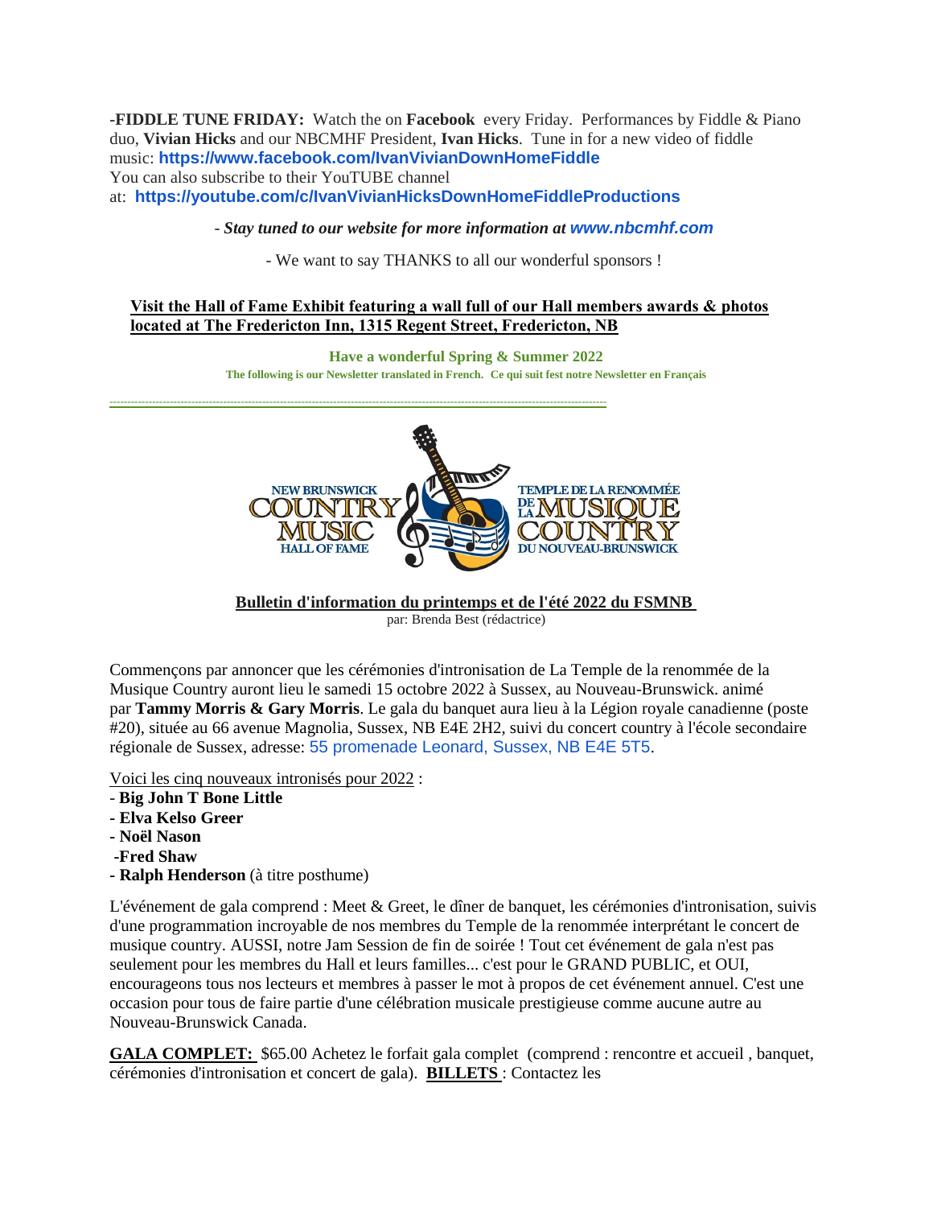-**FIDDLE TUNE FRIDAY:** Watch the on **Facebook** every Friday. Performances by Fiddle & Piano duo, **Vivian Hicks** and our NBCMHF President, **Ivan Hicks**. Tune in for a new video of fiddle music: **https://www.facebook.com/IvanVivianDownHomeFiddle**
You can also subscribe to their YouTUBE channel at: **https://youtube.com/c/IvanVivianHicksDownHomeFiddleProductions**

- ***Stay tuned to our website for more information at www.nbcmhf.com***

- We want to say THANKS to all our wonderful sponsors !

**Visit the Hall of Fame Exhibit featuring a wall full of our Hall members awards & photos located at The Fredericton Inn, 1315 Regent Street, Fredericton, NB**

**Have a wonderful Spring & Summer 2022**

**The following is our Newsletter translated in French. Ce qui suit fest notre Newsletter en Français**

---

NEW BRUNSWICK COUNTRY MUSIC HALL OF FAME — TEMPLE DE LA RENOMMÉE DE LA MUSIQUE COUNTRY DU NOUVEAU-BRUNSWICK

**Bulletin d'information du printemps et de l'été 2022 du FSMNB**

par: Brenda Best (rédactrice)

Commençons par annoncer que les cérémonies d'intronisation de La Temple de la renommée de la Musique Country auront lieu le samedi 15 octobre 2022 à Sussex, au Nouveau-Brunswick. animé par **Tammy Morris & Gary Morris**. Le gala du banquet aura lieu à la Légion royale canadienne (poste #20), située au 66 avenue Magnolia, Sussex, NB E4E 2H2, suivi du concert country à l'école secondaire régionale de Sussex, adresse: 55 promenade Leonard, Sussex, NB E4E 5T5.

Voici les cinq nouveaux intronisés pour 2022 :

- **Big John T Bone Little**
- **Elva Kelso Greer**
- **Noël Nason**
- **Fred Shaw**
- **Ralph Henderson** (à titre posthume)

L'événement de gala comprend : Meet & Greet, le dîner de banquet, les cérémonies d'intronisation, suivis d'une programmation incroyable de nos membres du Temple de la renommée interprétant le concert de musique country. AUSSI, notre Jam Session de fin de soirée ! Tout cet événement de gala n'est pas seulement pour les membres du Hall et leurs familles... c'est pour le GRAND PUBLIC, et OUI, encourageons tous nos lecteurs et membres à passer le mot à propos de cet événement annuel. C'est une occasion pour tous de faire partie d'une célébration musicale prestigieuse comme aucune autre au Nouveau-Brunswick Canada.

**GALA COMPLET:** $65.00 Achetez le forfait gala complet (comprend : rencontre et accueil , banquet, cérémonies d'intronisation et concert de gala). **BILLETS** : Contactez les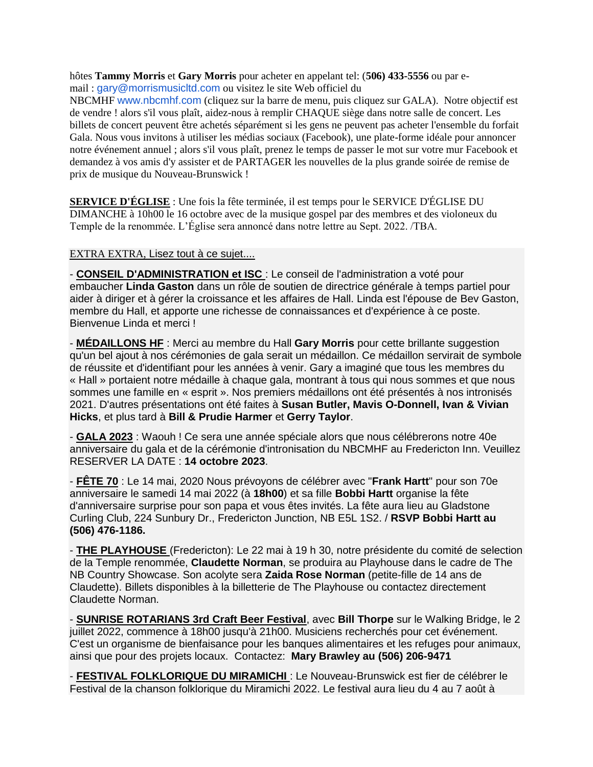hôtes **Tammy Morris** et **Gary Morris** pour acheter en appelant tel: (**506) 433-5556** ou par e-mail : gary@morrismusicltd.com ou visitez le site Web officiel du NBCMHF www.nbcmhf.com (cliquez sur la barre de menu, puis cliquez sur GALA). Notre objectif est de vendre ! alors s'il vous plaît, aidez-nous à remplir CHAQUE siège dans notre salle de concert. Les billets de concert peuvent être achetés séparément si les gens ne peuvent pas acheter l'ensemble du forfait Gala. Nous vous invitons à utiliser les médias sociaux (Facebook), une plate-forme idéale pour annoncer notre événement annuel ; alors s'il vous plaît, prenez le temps de passer le mot sur votre mur Facebook et demandez à vos amis d'y assister et de PARTAGER les nouvelles de la plus grande soirée de remise de prix de musique du Nouveau-Brunswick !

**SERVICE D'ÉGLISE** : Une fois la fête terminée, il est temps pour le SERVICE D'ÉGLISE DU DIMANCHE à 10h00 le 16 octobre avec de la musique gospel par des membres et des violoneux du Temple de la renommée. L'Église sera annoncé dans notre lettre au Sept. 2022. /TBA.

EXTRA EXTRA, Lisez tout à ce sujet....

- **CONSEIL D'ADMINISTRATION et ISC** : Le conseil de l'administration a voté pour embaucher **Linda Gaston** dans un rôle de soutien de directrice générale à temps partiel pour aider à diriger et à gérer la croissance et les affaires de Hall. Linda est l'épouse de Bev Gaston, membre du Hall, et apporte une richesse de connaissances et d'expérience à ce poste. Bienvenue Linda et merci !

- **MÉDAILLONS HF** : Merci au membre du Hall **Gary Morris** pour cette brillante suggestion qu'un bel ajout à nos cérémonies de gala serait un médaillon. Ce médaillon servirait de symbole de réussite et d'identifiant pour les années à venir. Gary a imaginé que tous les membres du « Hall » portaient notre médaille à chaque gala, montrant à tous qui nous sommes et que nous sommes une famille en « esprit ». Nos premiers médaillons ont été présentés à nos intronisés 2021. D'autres présentations ont été faites à **Susan Butler, Mavis O-Donnell, Ivan & Vivian Hicks**, et plus tard à **Bill & Prudie Harmer** et **Gerry Taylor**.

- **GALA 2023** : Waouh ! Ce sera une année spéciale alors que nous célébrerons notre 40e anniversaire du gala et de la cérémonie d'intronisation du NBCMHF au Fredericton Inn. Veuillez RESERVER LA DATE : **14 octobre 2023**.

- **FÊTE 70** : Le 14 mai, 2020 Nous prévoyons de célébrer avec "**Frank Hartt**" pour son 70e anniversaire le samedi 14 mai 2022 (à **18h00**) et sa fille **Bobbi Hartt** organise la fête d'anniversaire surprise pour son papa et vous êtes invités. La fête aura lieu au Gladstone Curling Club, 224 Sunbury Dr., Fredericton Junction, NB E5L 1S2. / **RSVP Bobbi Hartt au (506) 476-1186.**

- **THE PLAYHOUSE** (Fredericton): Le 22 mai à 19 h 30, notre présidente du comité de selection de la Temple renommée, **Claudette Norman**, se produira au Playhouse dans le cadre de The NB Country Showcase. Son acolyte sera **Zaida Rose Norman** (petite-fille de 14 ans de Claudette). Billets disponibles à la billetterie de The Playhouse ou contactez directement Claudette Norman.

- **SUNRISE ROTARIANS 3rd Craft Beer Festival**, avec **Bill Thorpe** sur le Walking Bridge, le 2 juillet 2022, commence à 18h00 jusqu'à 21h00. Musiciens recherchés pour cet événement. C'est un organisme de bienfaisance pour les banques alimentaires et les refuges pour animaux, ainsi que pour des projets locaux. Contactez: **Mary Brawley au (506) 206-9471**

- **FESTIVAL FOLKLORIQUE DU MIRAMICHI** : Le Nouveau-Brunswick est fier de célébrer le Festival de la chanson folklorique du Miramichi 2022. Le festival aura lieu du 4 au 7 août à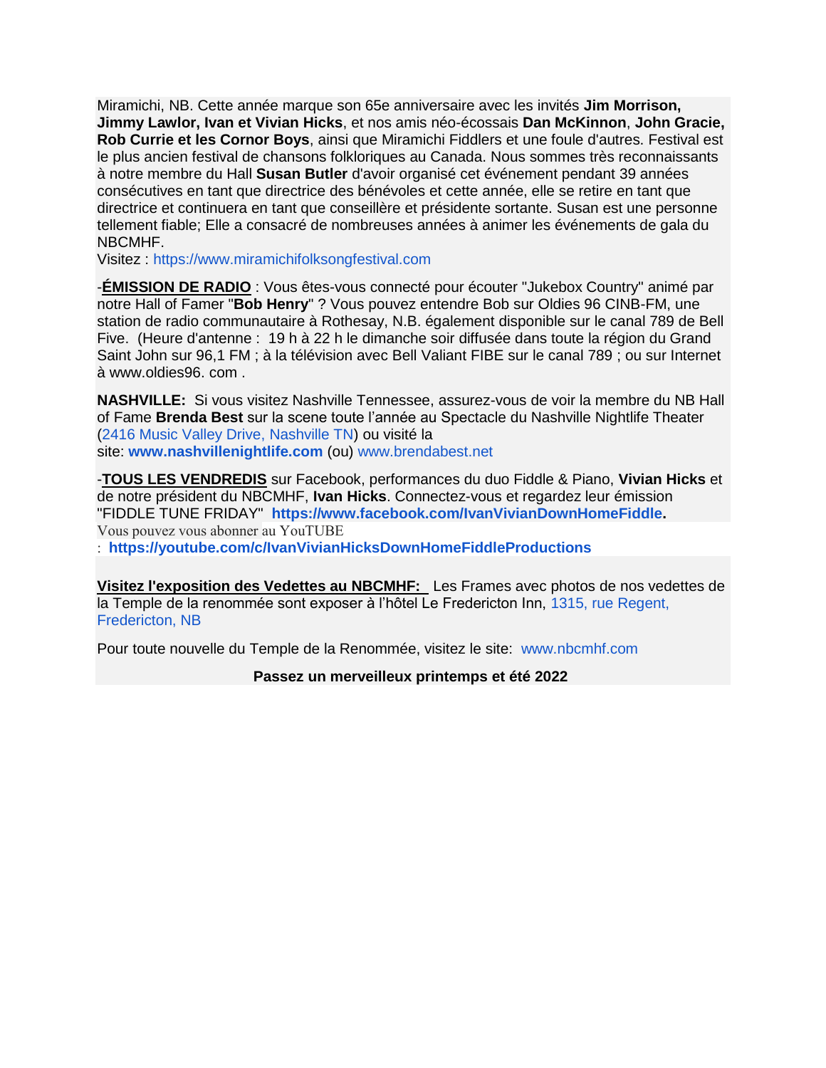Miramichi, NB. Cette année marque son 65e anniversaire avec les invités **Jim Morrison, Jimmy Lawlor, Ivan et Vivian Hicks**, et nos amis néo-écossais **Dan McKinnon**, **John Gracie, Rob Currie et les Cornor Boys**, ainsi que Miramichi Fiddlers et une foule d'autres. Festival est le plus ancien festival de chansons folkloriques au Canada. Nous sommes très reconnaissants à notre membre du Hall **Susan Butler** d'avoir organisé cet événement pendant 39 années consécutives en tant que directrice des bénévoles et cette année, elle se retire en tant que directrice et continuera en tant que conseillère et présidente sortante. Susan est une personne tellement fiable; Elle a consacré de nombreuses années à animer les événements de gala du NBCMHF.
Visitez : https://www.miramichifolksongfestival.com

-**ÉMISSION DE RADIO** : Vous êtes-vous connecté pour écouter "Jukebox Country" animé par notre Hall of Famer "**Bob Henry**" ? Vous pouvez entendre Bob sur Oldies 96 CINB-FM, une station de radio communautaire à Rothesay, N.B. également disponible sur le canal 789 de Bell Five. (Heure d'antenne : 19 h à 22 h le dimanche soir diffusée dans toute la région du Grand Saint John sur 96,1 FM ; à la télévision avec Bell Valiant FIBE sur le canal 789 ; ou sur Internet à www.oldies96. com .

**NASHVILLE:** Si vous visitez Nashville Tennessee, assurez-vous de voir la membre du NB Hall of Fame **Brenda Best** sur la scene toute l'année au Spectacle du Nashville Nightlife Theater (2416 Music Valley Drive, Nashville TN) ou visité la site: **www.nashvillenightlife.com** (ou) www.brendabest.net

-**TOUS LES VENDREDIS** sur Facebook, performances du duo Fiddle & Piano, **Vivian Hicks** et de notre président du NBCMHF, **Ivan Hicks**. Connectez-vous et regardez leur émission "FIDDLE TUNE FRIDAY" **https://www.facebook.com/IvanVivianDownHomeFiddle.**
Vous pouvez vous abonner au YouTUBE
: **https://youtube.com/c/IvanVivianHicksDownHomeFiddleProductions**

**Visitez l'exposition des Vedettes au NBCMHF:** Les Frames avec photos de nos vedettes de la Temple de la renommée sont exposer à l'hôtel Le Fredericton Inn, 1315, rue Regent, Fredericton, NB

Pour toute nouvelle du Temple de la Renommée, visitez le site: www.nbcmhf.com

**Passez un merveilleux printemps et été 2022**